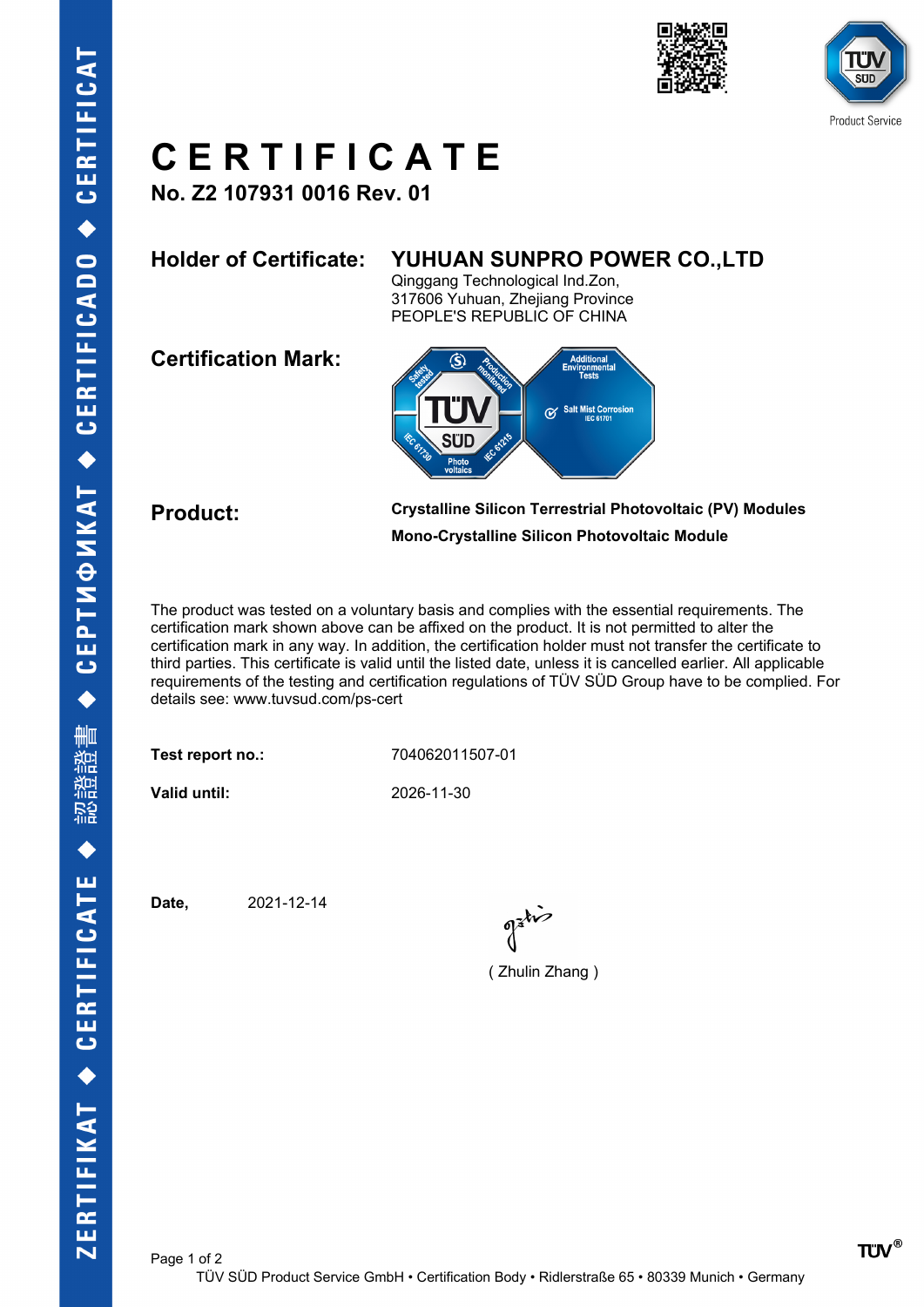# CERTIFICATE

**No. Z2 107931 0016 Rev. 01**

**Holder of Certificate:** **YUHUAN SUNPRO POWER CO.,LTD**
Qinggang Technological Ind.Zon,
317606 Yuhuan, Zhejiang Province
PEOPLE'S REPUBLIC OF CHINA

**Certification Mark:**

**Product:** **Crystalline Silicon Terrestrial Photovoltaic (PV) Modules**
**Mono-Crystalline Silicon Photovoltaic Module**

The product was tested on a voluntary basis and complies with the essential requirements. The certification mark shown above can be affixed on the product. It is not permitted to alter the certification mark in any way. In addition, the certification holder must not transfer the certificate to third parties. This certificate is valid until the listed date, unless it is cancelled earlier. All applicable requirements of the testing and certification regulations of TÜV SÜD Group have to be complied. For details see: www.tuvsud.com/ps-cert

**Test report no.:** 704062011507-01

**Valid until:** 2026-11-30

**Date,** 2021-12-14

( Zhulin Zhang )

TÜV SÜD Product Service GmbH • Certification Body • Ridlerstraße 65 • 80339 Munich • Germany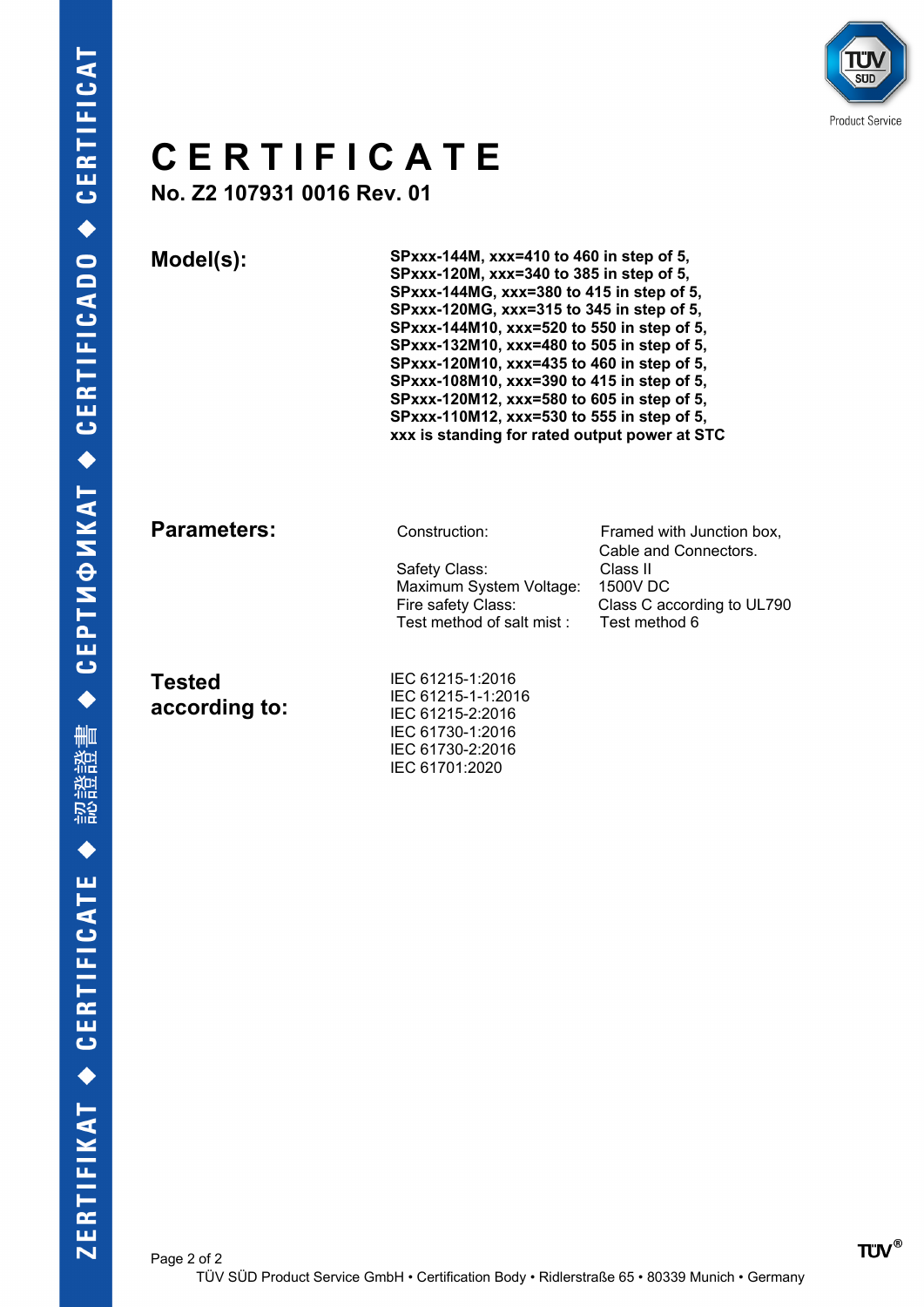# CERTIFICATE

**No. Z2 107931 0016 Rev. 01**

**Model(s):**

**SPxxx-144M, xxx=410 to 460 in step of 5,**
**SPxxx-120M, xxx=340 to 385 in step of 5,**
**SPxxx-144MG, xxx=380 to 415 in step of 5,**
**SPxxx-120MG, xxx=315 to 345 in step of 5,**
**SPxxx-144M10, xxx=520 to 550 in step of 5,**
**SPxxx-132M10, xxx=480 to 505 in step of 5,**
**SPxxx-120M10, xxx=435 to 460 in step of 5,**
**SPxxx-108M10, xxx=390 to 415 in step of 5,**
**SPxxx-120M12, xxx=580 to 605 in step of 5,**
**SPxxx-110M12, xxx=530 to 555 in step of 5,**
**xxx is standing for rated output power at STC**

**Parameters:**

| | |
|---|---|
| Construction: | Framed with Junction box, Cable and Connectors. |
| Safety Class: | Class II |
| Maximum System Voltage: | 1500V DC |
| Fire safety Class: | Class C according to UL790 |
| Test method of salt mist : | Test method 6 |

**Tested according to:**

IEC 61215-1:2016
IEC 61215-1-1:2016
IEC 61215-2:2016
IEC 61730-1:2016
IEC 61730-2:2016
IEC 61701:2020

TÜV SÜD Product Service GmbH • Certification Body • Ridlerstraße 65 • 80339 Munich • Germany